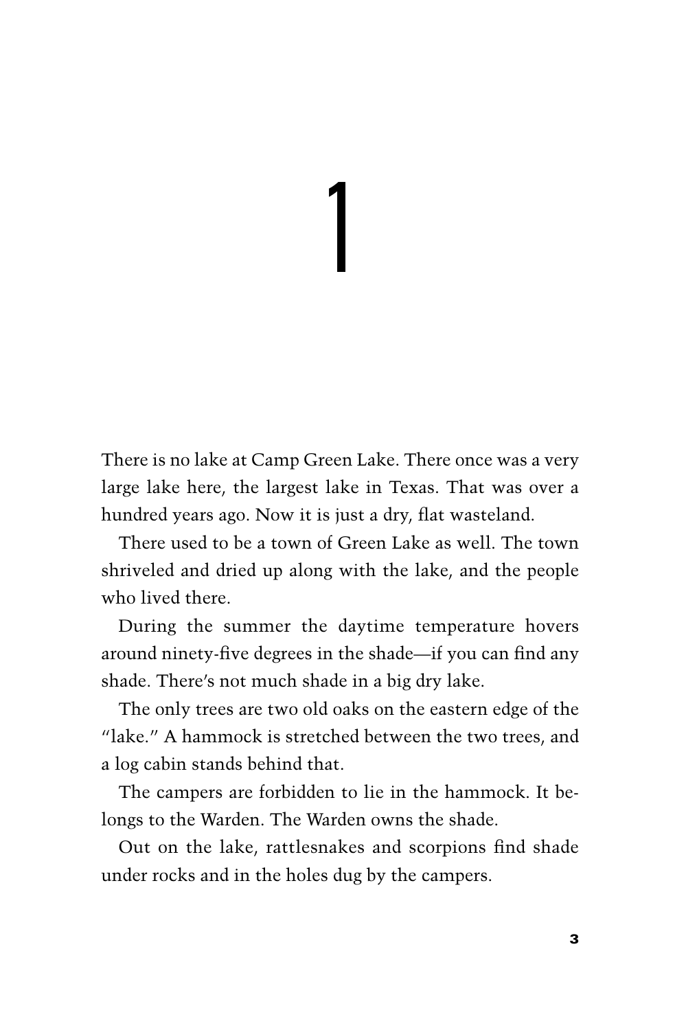# 1

There is no lake at Camp Green Lake. There once was a very large lake here, the largest lake in Texas. That was over a hundred years ago. Now it is just a dry, flat wasteland.

There used to be a town of Green Lake as well. The town shriveled and dried up along with the lake, and the people who lived there.

During the summer the daytime temperature hovers around ninety-five degrees in the shade—if you can find any shade. There's not much shade in a big dry lake.

The only trees are two old oaks on the eastern edge of the "lake." A hammock is stretched between the two trees, and a log cabin stands behind that.

The campers are forbidden to lie in the hammock. It belongs to the Warden. The Warden owns the shade.

Out on the lake, rattlesnakes and scorpions find shade under rocks and in the holes dug by the campers.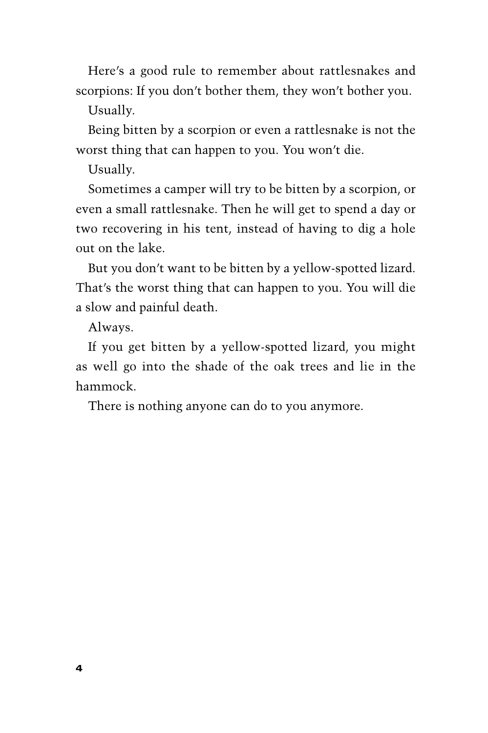Here's a good rule to remember about rattlesnakes and scorpions: If you don't bother them, they won't bother you.

Usually.

Being bitten by a scorpion or even a rattlesnake is not the worst thing that can happen to you. You won't die.

Usually.

Sometimes a camper will try to be bitten by a scorpion, or even a small rattlesnake. Then he will get to spend a day or two recovering in his tent, instead of having to dig a hole out on the lake.

But you don't want to be bitten by a yellow-spotted lizard. That's the worst thing that can happen to you. You will die a slow and painful death.

Always.

If you get bitten by a yellow-spotted lizard, you might as well go into the shade of the oak trees and lie in the hammock.

There is nothing anyone can do to you anymore.